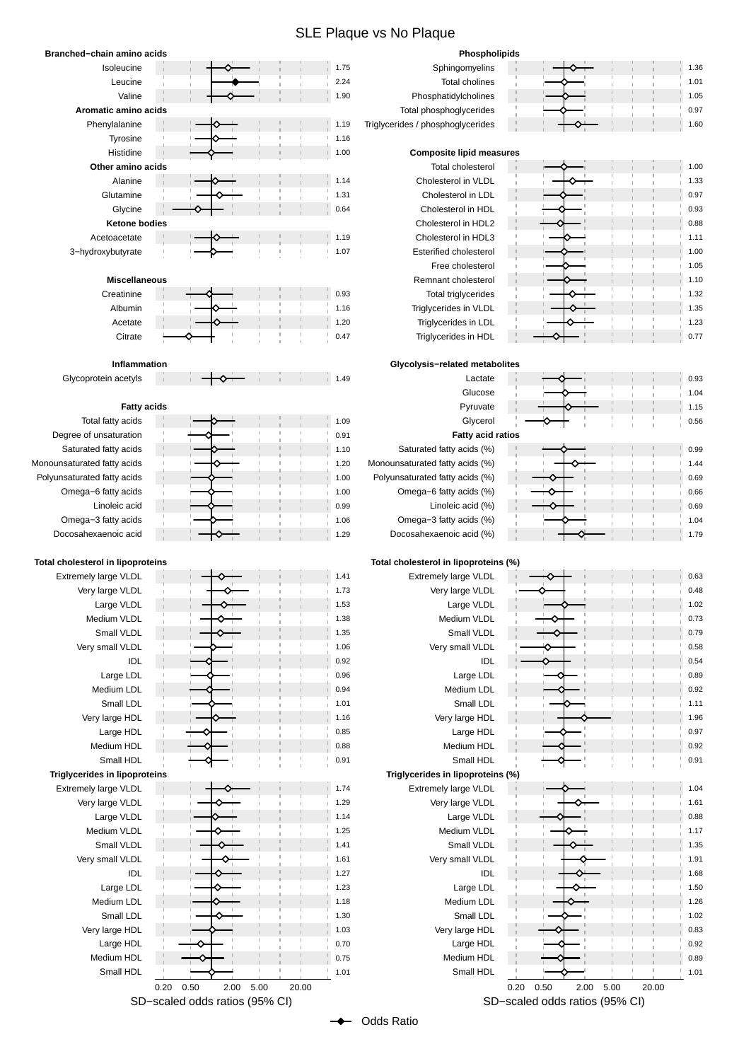# SLE Plaque vs No Plaque

| Branched−chain amino acids | OR |
|---|---|
| Isoleucine | 1.75 |
| Leucine | 2.24 |
| Valine | 1.90 |
| **Aromatic amino acids** | |
| Phenylalanine | 1.19 |
| Tyrosine | 1.16 |
| Histidine | 1.00 |
| **Other amino acids** | |
| Alanine | 1.14 |
| Glutamine | 1.31 |
| Glycine | 0.64 |
| **Ketone bodies** | |
| Acetoacetate | 1.19 |
| 3−hydroxybutyrate | 1.07 |
| **Miscellaneous** | |
| Creatinine | 0.93 |
| Albumin | 1.16 |
| Acetate | 1.20 |
| Citrate | 0.47 |
| **Inflammation** | |
| Glycoprotein acetyls | 1.49 |
| **Fatty acids** | |
| Total fatty acids | 1.09 |
| Degree of unsaturation | 0.91 |
| Saturated fatty acids | 1.10 |
| Monounsaturated fatty acids | 1.20 |
| Polyunsaturated fatty acids | 1.00 |
| Omega−6 fatty acids | 1.00 |
| Linoleic acid | 0.99 |
| Omega−3 fatty acids | 1.06 |
| Docosahexaenoic acid | 1.29 |
| **Total cholesterol in lipoproteins** | |
| Extremely large VLDL | 1.41 |
| Very large VLDL | 1.73 |
| Large VLDL | 1.53 |
| Medium VLDL | 1.38 |
| Small VLDL | 1.35 |
| Very small VLDL | 1.06 |
| IDL | 0.92 |
| Large LDL | 0.96 |
| Medium LDL | 0.94 |
| Small LDL | 1.01 |
| Very large HDL | 1.16 |
| Large HDL | 0.85 |
| Medium HDL | 0.88 |
| Small HDL | 0.91 |
| **Triglycerides in lipoproteins** | |
| Extremely large VLDL | 1.74 |
| Very large VLDL | 1.29 |
| Large VLDL | 1.14 |
| Medium VLDL | 1.25 |
| Small VLDL | 1.41 |
| Very small VLDL | 1.61 |
| IDL | 1.27 |
| Large LDL | 1.23 |
| Medium LDL | 1.18 |
| Small LDL | 1.30 |
| Very large HDL | 1.03 |
| Large HDL | 0.70 |
| Medium HDL | 0.75 |
| Small HDL | 1.01 |

| Phospholipids | OR |
|---|---|
| Sphingomyelins | 1.36 |
| Total cholines | 1.01 |
| Phosphatidylcholines | 1.05 |
| Total phosphoglycerides | 0.97 |
| Triglycerides / phosphoglycerides | 1.60 |
| **Composite lipid measures** | |
| Total cholesterol | 1.00 |
| Cholesterol in VLDL | 1.33 |
| Cholesterol in LDL | 0.97 |
| Cholesterol in HDL | 0.93 |
| Cholesterol in HDL2 | 0.88 |
| Cholesterol in HDL3 | 1.11 |
| Esterified cholesterol | 1.00 |
| Free cholesterol | 1.05 |
| Remnant cholesterol | 1.10 |
| Total triglycerides | 1.32 |
| Triglycerides in VLDL | 1.35 |
| Triglycerides in LDL | 1.23 |
| Triglycerides in HDL | 0.77 |
| **Glycolysis−related metabolites** | |
| Lactate | 0.93 |
| Glucose | 1.04 |
| Pyruvate | 1.15 |
| Glycerol | 0.56 |
| **Fatty acid ratios** | |
| Saturated fatty acids (%) | 0.99 |
| Monounsaturated fatty acids (%) | 1.44 |
| Polyunsaturated fatty acids (%) | 0.69 |
| Omega−6 fatty acids (%) | 0.66 |
| Linoleic acid (%) | 0.69 |
| Omega−3 fatty acids (%) | 1.04 |
| Docosahexaenoic acid (%) | 1.79 |
| **Total cholesterol in lipoproteins (%)** | |
| Extremely large VLDL | 0.63 |
| Very large VLDL | 0.48 |
| Large VLDL | 1.02 |
| Medium VLDL | 0.73 |
| Small VLDL | 0.79 |
| Very small VLDL | 0.58 |
| IDL | 0.54 |
| Large LDL | 0.89 |
| Medium LDL | 0.92 |
| Small LDL | 1.11 |
| Very large HDL | 1.96 |
| Large HDL | 0.97 |
| Medium HDL | 0.92 |
| Small HDL | 0.91 |
| **Triglycerides in lipoproteins (%)** | |
| Extremely large VLDL | 1.04 |
| Very large VLDL | 1.61 |
| Large VLDL | 0.88 |
| Medium VLDL | 1.17 |
| Small VLDL | 1.35 |
| Very small VLDL | 1.91 |
| IDL | 1.68 |
| Large LDL | 1.50 |
| Medium LDL | 1.26 |
| Small LDL | 1.02 |
| Very large HDL | 0.83 |
| Large HDL | 0.92 |
| Medium HDL | 0.89 |
| Small HDL | 1.01 |

SD−scaled odds ratios (95% CI)

Odds Ratio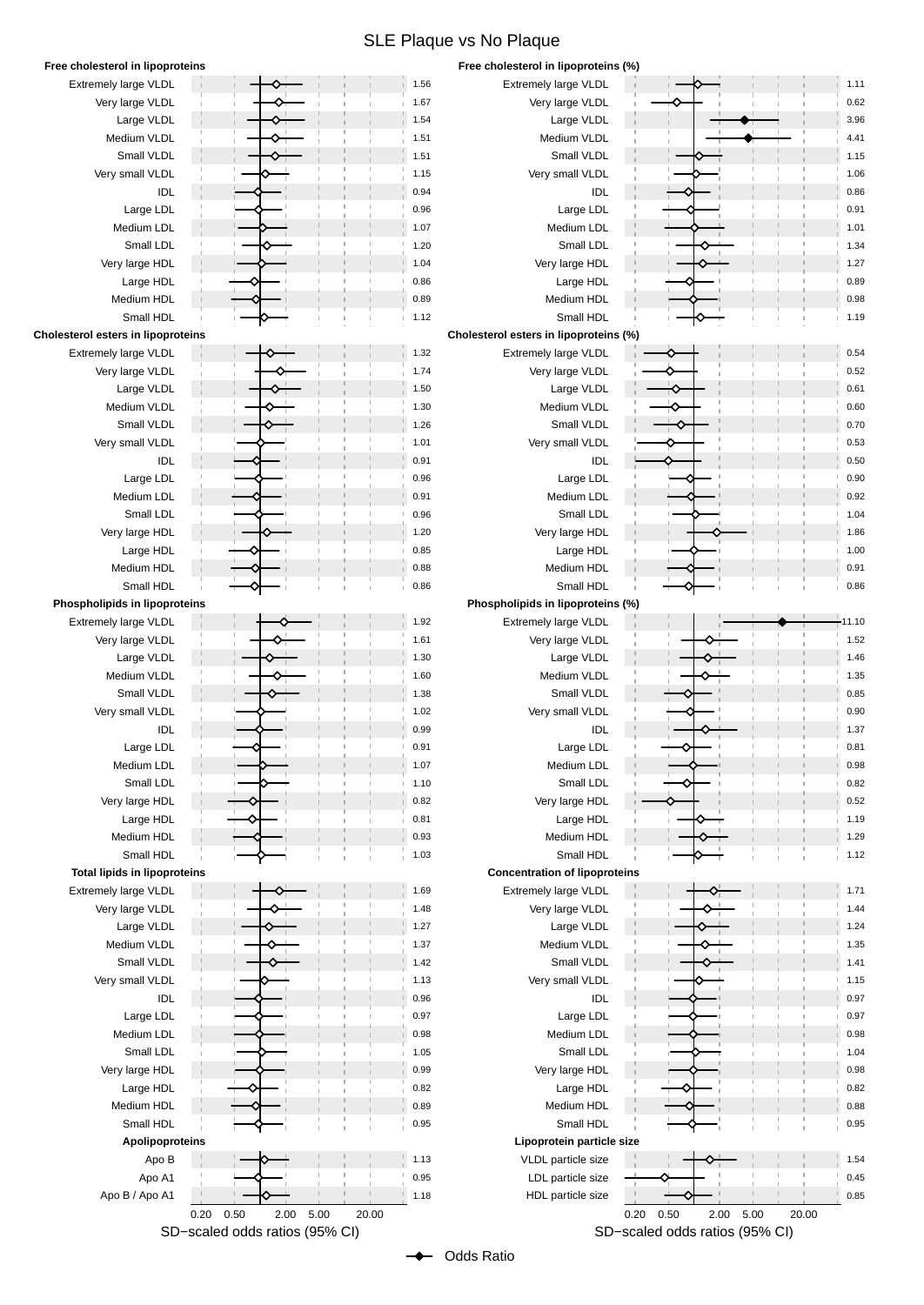# SLE Plaque vs No Plaque

**Free cholesterol in lipoproteins**

Extremely large VLDL 1.56
Very large VLDL 1.67
Large VLDL 1.54
Medium VLDL 1.51
Small VLDL 1.51
Very small VLDL 1.15
IDL 0.94
Large LDL 0.96
Medium LDL 1.07
Small LDL 1.20
Very large HDL 1.04
Large HDL 0.86
Medium HDL 0.89
Small HDL 1.12

**Cholesterol esters in lipoproteins**

Extremely large VLDL 1.32
Very large VLDL 1.74
Large VLDL 1.50
Medium VLDL 1.30
Small VLDL 1.26
Very small VLDL 1.01
IDL 0.91
Large LDL 0.96
Medium LDL 0.91
Small LDL 0.96
Very large HDL 1.20
Large HDL 0.85
Medium HDL 0.88
Small HDL 0.86

**Phospholipids in lipoproteins**

Extremely large VLDL 1.92
Very large VLDL 1.61
Large VLDL 1.30
Medium VLDL 1.60
Small VLDL 1.38
Very small VLDL 1.02
IDL 0.99
Large LDL 0.91
Medium LDL 1.07
Small LDL 1.10
Very large HDL 0.82
Large HDL 0.81
Medium HDL 0.93
Small HDL 1.03

**Total lipids in lipoproteins**

Extremely large VLDL 1.69
Very large VLDL 1.48
Large VLDL 1.27
Medium VLDL 1.37
Small VLDL 1.42
Very small VLDL 1.13
IDL 0.96
Large LDL 0.97
Medium LDL 0.98
Small LDL 1.05
Very large HDL 0.99
Large HDL 0.82
Medium HDL 0.89
Small HDL 0.95

**Apolipoproteins**

Apo B 1.13
Apo A1 0.95
Apo B / Apo A1 1.18

0.20 0.50 2.00 5.00 20.00
SD−scaled odds ratios (95% CI)

**Free cholesterol in lipoproteins (%)**

Extremely large VLDL 1.11
Very large VLDL 0.62
Large VLDL 3.96
Medium VLDL 4.41
Small VLDL 1.15
Very small VLDL 1.06
IDL 0.86
Large LDL 0.91
Medium LDL 1.01
Small LDL 1.34
Very large HDL 1.27
Large HDL 0.89
Medium HDL 0.98
Small HDL 1.19

**Cholesterol esters in lipoproteins (%)**

Extremely large VLDL 0.54
Very large VLDL 0.52
Large VLDL 0.61
Medium VLDL 0.60
Small VLDL 0.70
Very small VLDL 0.53
IDL 0.50
Large LDL 0.90
Medium LDL 0.92
Small LDL 1.04
Very large HDL 1.86
Large HDL 1.00
Medium HDL 0.91
Small HDL 0.86

**Phospholipids in lipoproteins (%)**

Extremely large VLDL 11.10
Very large VLDL 1.52
Large VLDL 1.46
Medium VLDL 1.35
Small VLDL 0.85
Very small VLDL 0.90
IDL 1.37
Large LDL 0.81
Medium LDL 0.98
Small LDL 0.82
Very large HDL 0.52
Large HDL 1.19
Medium HDL 1.29
Small HDL 1.12

**Concentration of lipoproteins**

Extremely large VLDL 1.71
Very large VLDL 1.44
Large VLDL 1.24
Medium VLDL 1.35
Small VLDL 1.41
Very small VLDL 1.15
IDL 0.97
Large LDL 0.97
Medium LDL 0.98
Small LDL 1.04
Very large HDL 0.98
Large HDL 0.82
Medium HDL 0.88
Small HDL 0.95

**Lipoprotein particle size**

VLDL particle size 1.54
LDL particle size 0.45
HDL particle size 0.85

0.20 0.50 2.00 5.00 20.00
SD−scaled odds ratios (95% CI)

Odds Ratio